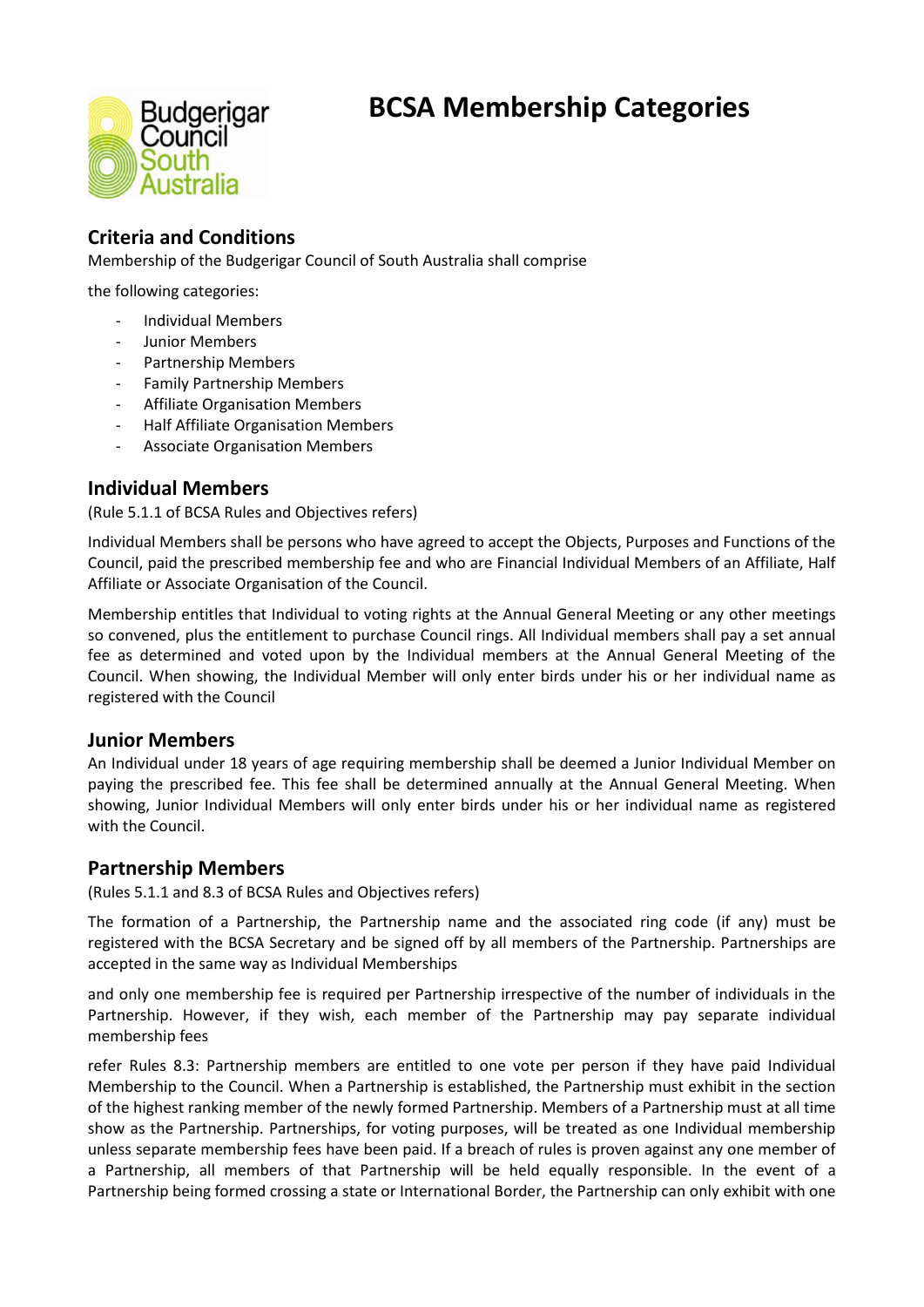# BCSA Membership Categories

## Criteria and Conditions

Membership of the Budgerigar Council of South Australia shall comprise

the following categories:

- Individual Members
- Junior Members
- Partnership Members
- Family Partnership Members
- Affiliate Organisation Members
- Half Affiliate Organisation Members
- Associate Organisation Members

## Individual Members

(Rule 5.1.1 of BCSA Rules and Objectives refers)

Individual Members shall be persons who have agreed to accept the Objects, Purposes and Functions of the Council, paid the prescribed membership fee and who are Financial Individual Members of an Affiliate, Half Affiliate or Associate Organisation of the Council.

Membership entitles that Individual to voting rights at the Annual General Meeting or any other meetings so convened, plus the entitlement to purchase Council rings. All Individual members shall pay a set annual fee as determined and voted upon by the Individual members at the Annual General Meeting of the Council. When showing, the Individual Member will only enter birds under his or her individual name as registered with the Council

## Junior Members

An Individual under 18 years of age requiring membership shall be deemed a Junior Individual Member on paying the prescribed fee. This fee shall be determined annually at the Annual General Meeting. When showing, Junior Individual Members will only enter birds under his or her individual name as registered with the Council.

## Partnership Members

(Rules 5.1.1 and 8.3 of BCSA Rules and Objectives refers)

The formation of a Partnership, the Partnership name and the associated ring code (if any) must be registered with the BCSA Secretary and be signed off by all members of the Partnership. Partnerships are accepted in the same way as Individual Memberships

and only one membership fee is required per Partnership irrespective of the number of individuals in the Partnership. However, if they wish, each member of the Partnership may pay separate individual membership fees

refer Rules 8.3: Partnership members are entitled to one vote per person if they have paid Individual Membership to the Council. When a Partnership is established, the Partnership must exhibit in the section of the highest ranking member of the newly formed Partnership. Members of a Partnership must at all time show as the Partnership. Partnerships, for voting purposes, will be treated as one Individual membership unless separate membership fees have been paid. If a breach of rules is proven against any one member of a Partnership, all members of that Partnership will be held equally responsible. In the event of a Partnership being formed crossing a state or International Border, the Partnership can only exhibit with one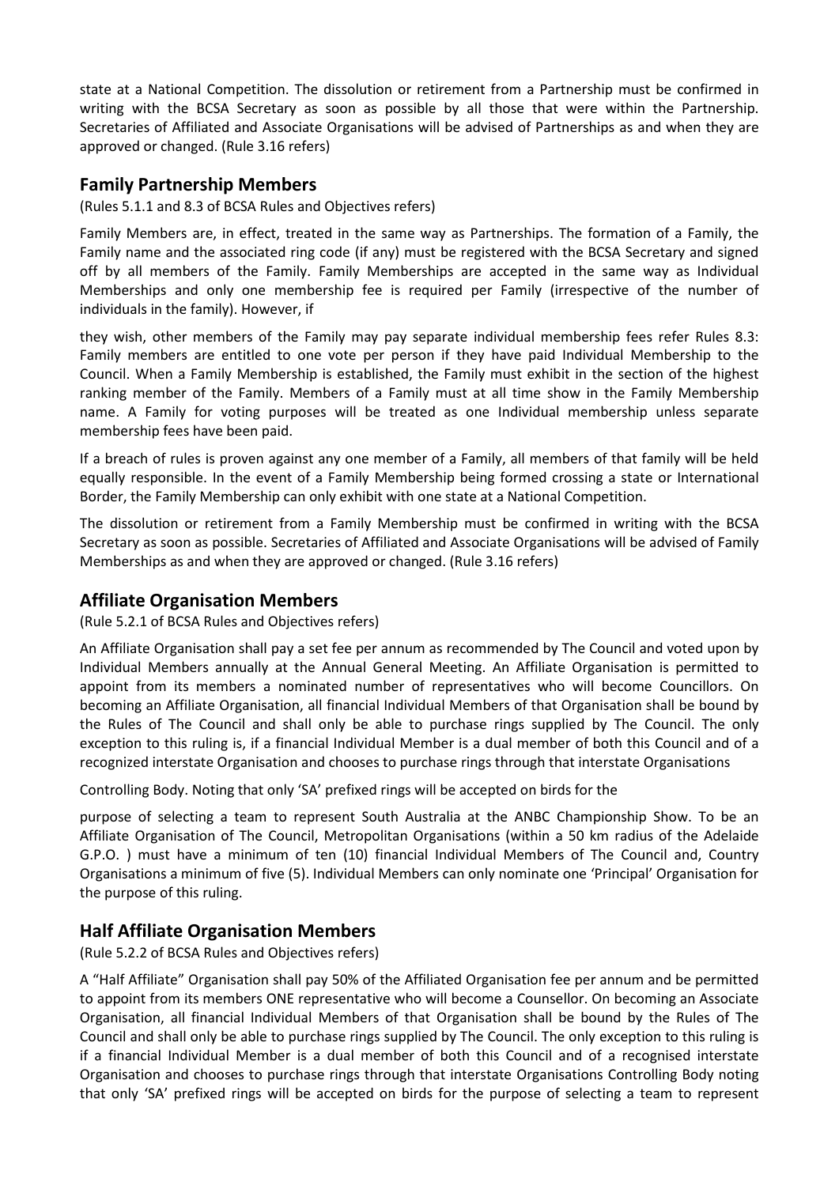state at a National Competition. The dissolution or retirement from a Partnership must be confirmed in writing with the BCSA Secretary as soon as possible by all those that were within the Partnership. Secretaries of Affiliated and Associate Organisations will be advised of Partnerships as and when they are approved or changed. (Rule 3.16 refers)

## Family Partnership Members

(Rules 5.1.1 and 8.3 of BCSA Rules and Objectives refers)

Family Members are, in effect, treated in the same way as Partnerships. The formation of a Family, the Family name and the associated ring code (if any) must be registered with the BCSA Secretary and signed off by all members of the Family. Family Memberships are accepted in the same way as Individual Memberships and only one membership fee is required per Family (irrespective of the number of individuals in the family). However, if

they wish, other members of the Family may pay separate individual membership fees refer Rules 8.3: Family members are entitled to one vote per person if they have paid Individual Membership to the Council. When a Family Membership is established, the Family must exhibit in the section of the highest ranking member of the Family. Members of a Family must at all time show in the Family Membership name. A Family for voting purposes will be treated as one Individual membership unless separate membership fees have been paid.

If a breach of rules is proven against any one member of a Family, all members of that family will be held equally responsible. In the event of a Family Membership being formed crossing a state or International Border, the Family Membership can only exhibit with one state at a National Competition.

The dissolution or retirement from a Family Membership must be confirmed in writing with the BCSA Secretary as soon as possible. Secretaries of Affiliated and Associate Organisations will be advised of Family Memberships as and when they are approved or changed. (Rule 3.16 refers)

## Affiliate Organisation Members

(Rule 5.2.1 of BCSA Rules and Objectives refers)

An Affiliate Organisation shall pay a set fee per annum as recommended by The Council and voted upon by Individual Members annually at the Annual General Meeting. An Affiliate Organisation is permitted to appoint from its members a nominated number of representatives who will become Councillors. On becoming an Affiliate Organisation, all financial Individual Members of that Organisation shall be bound by the Rules of The Council and shall only be able to purchase rings supplied by The Council. The only exception to this ruling is, if a financial Individual Member is a dual member of both this Council and of a recognized interstate Organisation and chooses to purchase rings through that interstate Organisations

Controlling Body. Noting that only 'SA' prefixed rings will be accepted on birds for the

purpose of selecting a team to represent South Australia at the ANBC Championship Show. To be an Affiliate Organisation of The Council, Metropolitan Organisations (within a 50 km radius of the Adelaide G.P.O. ) must have a minimum of ten (10) financial Individual Members of The Council and, Country Organisations a minimum of five (5). Individual Members can only nominate one 'Principal' Organisation for the purpose of this ruling.

## Half Affiliate Organisation Members

(Rule 5.2.2 of BCSA Rules and Objectives refers)

A "Half Affiliate" Organisation shall pay 50% of the Affiliated Organisation fee per annum and be permitted to appoint from its members ONE representative who will become a Counsellor. On becoming an Associate Organisation, all financial Individual Members of that Organisation shall be bound by the Rules of The Council and shall only be able to purchase rings supplied by The Council. The only exception to this ruling is if a financial Individual Member is a dual member of both this Council and of a recognised interstate Organisation and chooses to purchase rings through that interstate Organisations Controlling Body noting that only 'SA' prefixed rings will be accepted on birds for the purpose of selecting a team to represent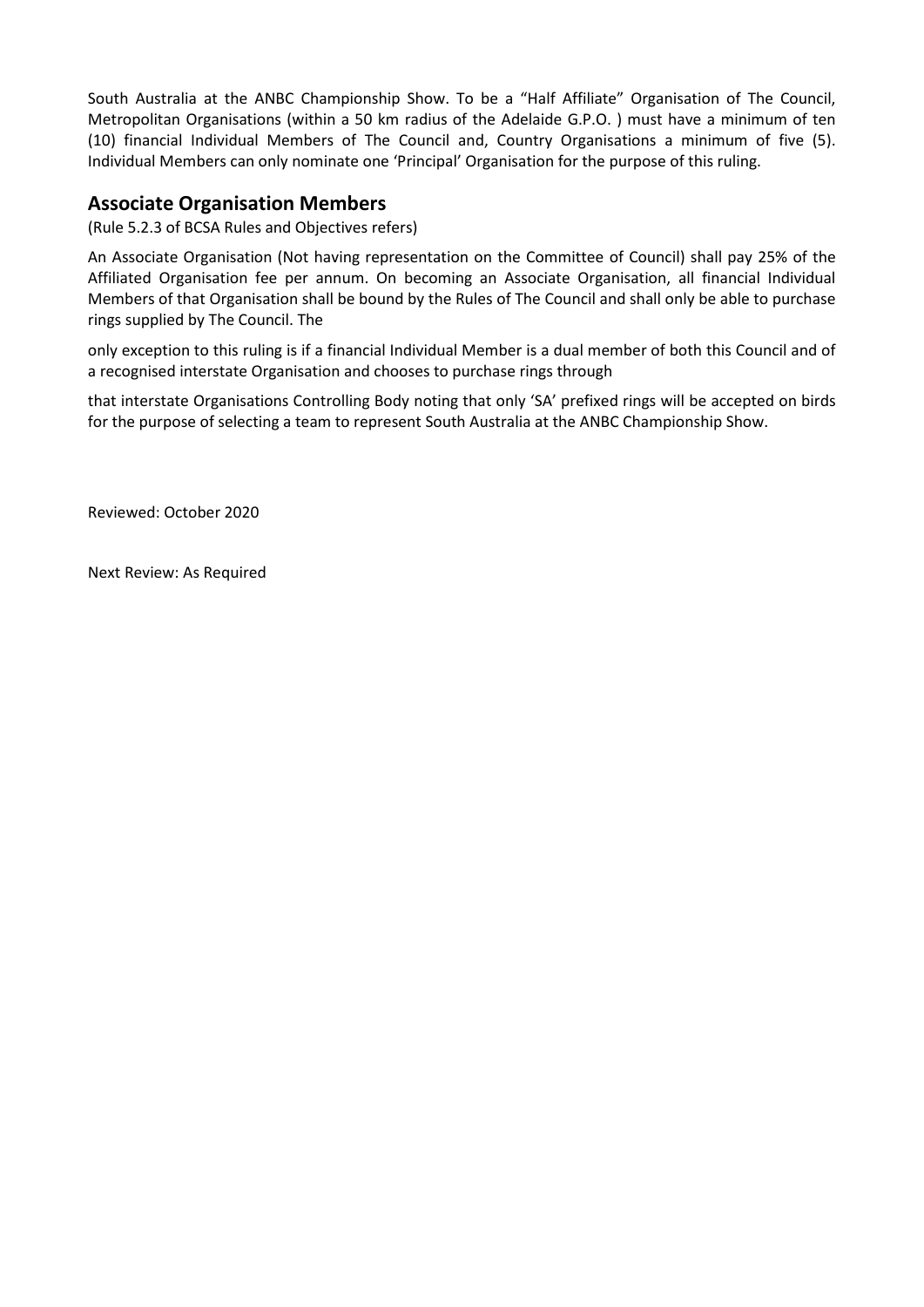South Australia at the ANBC Championship Show. To be a "Half Affiliate" Organisation of The Council, Metropolitan Organisations (within a 50 km radius of the Adelaide G.P.O. ) must have a minimum of ten (10) financial Individual Members of The Council and, Country Organisations a minimum of five (5). Individual Members can only nominate one 'Principal' Organisation for the purpose of this ruling.

## Associate Organisation Members

(Rule 5.2.3 of BCSA Rules and Objectives refers)

An Associate Organisation (Not having representation on the Committee of Council) shall pay 25% of the Affiliated Organisation fee per annum. On becoming an Associate Organisation, all financial Individual Members of that Organisation shall be bound by the Rules of The Council and shall only be able to purchase rings supplied by The Council. The

only exception to this ruling is if a financial Individual Member is a dual member of both this Council and of a recognised interstate Organisation and chooses to purchase rings through

that interstate Organisations Controlling Body noting that only 'SA' prefixed rings will be accepted on birds for the purpose of selecting a team to represent South Australia at the ANBC Championship Show.

Reviewed: October 2020

Next Review: As Required